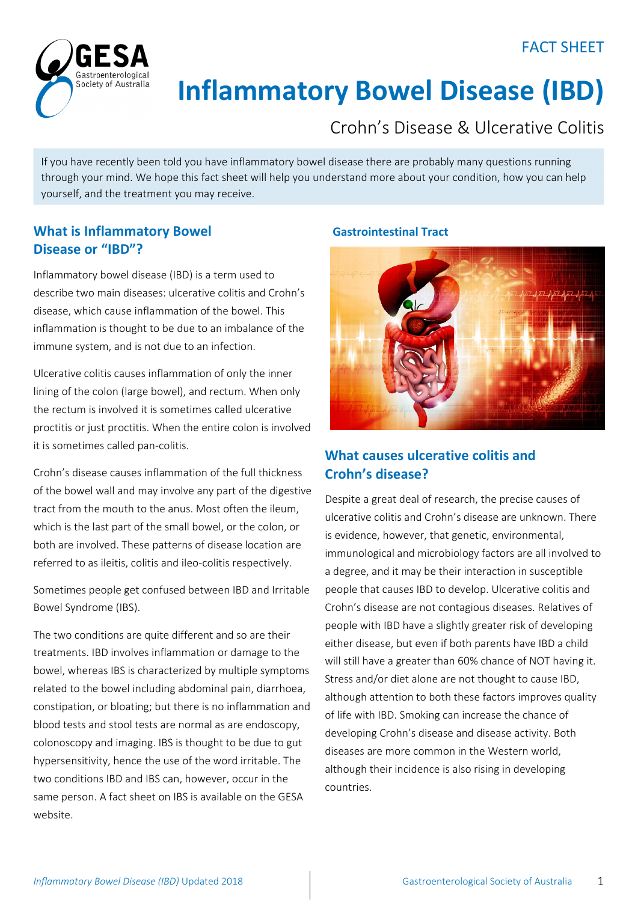FACT SHEET

# Inflammatory Bowel Disease (IBD)

## Crohn's Disease & Ulcerative Colitis

If you have recently been told you have inflammatory bowel disease there are probably many questions running through your mind. We hope this fact sheet will help you understand more about your condition, how you can help yourself, and the treatment you may receive.

### What is Inflammatory Bowel Disease or "IBD"?

Inflammatory bowel disease (IBD) is a term used to describe two main diseases: ulcerative colitis and Crohn's disease, which cause inflammation of the bowel. This inflammation is thought to be due to an imbalance of the immune system, and is not due to an infection.

Ulcerative colitis causes inflammation of only the inner lining of the colon (large bowel), and rectum. When only the rectum is involved it is sometimes called ulcerative proctitis or just proctitis. When the entire colon is involved it is sometimes called pan-colitis.

Crohn's disease causes inflammation of the full thickness of the bowel wall and may involve any part of the digestive tract from the mouth to the anus. Most often the ileum, which is the last part of the small bowel, or the colon, or both are involved. These patterns of disease location are referred to as ileitis, colitis and ileo-colitis respectively.

Sometimes people get confused between IBD and Irritable Bowel Syndrome (IBS).

The two conditions are quite different and so are their treatments. IBD involves inflammation or damage to the bowel, whereas IBS is characterized by multiple symptoms related to the bowel including abdominal pain, diarrhoea, constipation, or bloating; but there is no inflammation and blood tests and stool tests are normal as are endoscopy, colonoscopy and imaging. IBS is thought to be due to gut hypersensitivity, hence the use of the word irritable. The two conditions IBD and IBS can, however, occur in the same person. A fact sheet on IBS is available on the GESA website.

**Gastrointestinal Tract**

### What causes ulcerative colitis and Crohn's disease?

Despite a great deal of research, the precise causes of ulcerative colitis and Crohn's disease are unknown. There is evidence, however, that genetic, environmental, immunological and microbiology factors are all involved to a degree, and it may be their interaction in susceptible people that causes IBD to develop. Ulcerative colitis and Crohn's disease are not contagious diseases. Relatives of people with IBD have a slightly greater risk of developing either disease, but even if both parents have IBD a child will still have a greater than 60% chance of NOT having it. Stress and/or diet alone are not thought to cause IBD, although attention to both these factors improves quality of life with IBD. Smoking can increase the chance of developing Crohn's disease and disease activity. Both diseases are more common in the Western world, although their incidence is also rising in developing countries.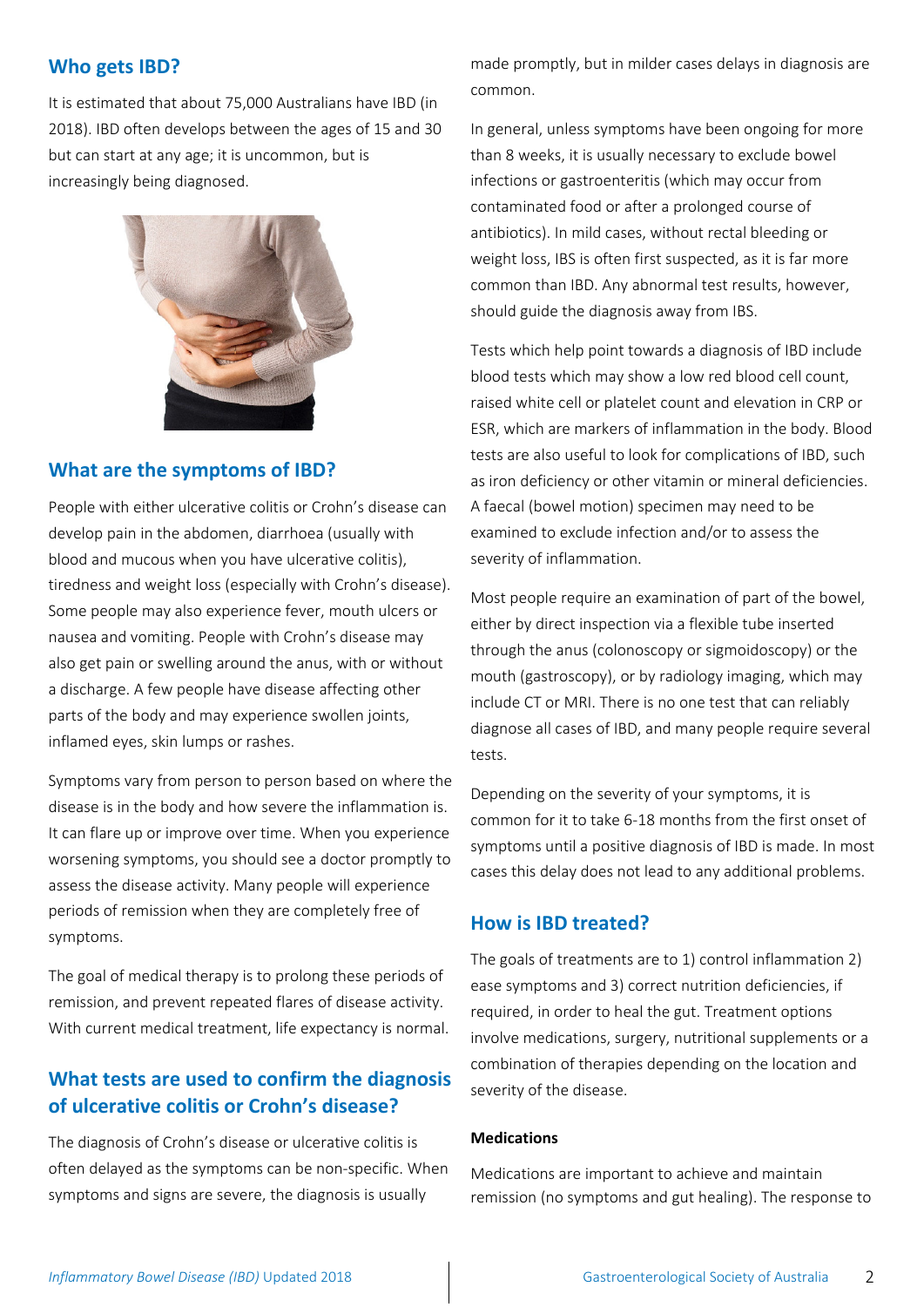## Who gets IBD?

It is estimated that about 75,000 Australians have IBD (in 2018). IBD often develops between the ages of 15 and 30 but can start at any age; it is uncommon, but is increasingly being diagnosed.

## What are the symptoms of IBD?

People with either ulcerative colitis or Crohn's disease can develop pain in the abdomen, diarrhoea (usually with blood and mucous when you have ulcerative colitis), tiredness and weight loss (especially with Crohn's disease). Some people may also experience fever, mouth ulcers or nausea and vomiting. People with Crohn's disease may also get pain or swelling around the anus, with or without a discharge. A few people have disease affecting other parts of the body and may experience swollen joints, inflamed eyes, skin lumps or rashes.

Symptoms vary from person to person based on where the disease is in the body and how severe the inflammation is. It can flare up or improve over time. When you experience worsening symptoms, you should see a doctor promptly to assess the disease activity. Many people will experience periods of remission when they are completely free of symptoms.

The goal of medical therapy is to prolong these periods of remission, and prevent repeated flares of disease activity. With current medical treatment, life expectancy is normal.

## What tests are used to confirm the diagnosis of ulcerative colitis or Crohn's disease?

The diagnosis of Crohn's disease or ulcerative colitis is often delayed as the symptoms can be non-specific. When symptoms and signs are severe, the diagnosis is usually made promptly, but in milder cases delays in diagnosis are common.

In general, unless symptoms have been ongoing for more than 8 weeks, it is usually necessary to exclude bowel infections or gastroenteritis (which may occur from contaminated food or after a prolonged course of antibiotics). In mild cases, without rectal bleeding or weight loss, IBS is often first suspected, as it is far more common than IBD. Any abnormal test results, however, should guide the diagnosis away from IBS.

Tests which help point towards a diagnosis of IBD include blood tests which may show a low red blood cell count, raised white cell or platelet count and elevation in CRP or ESR, which are markers of inflammation in the body. Blood tests are also useful to look for complications of IBD, such as iron deficiency or other vitamin or mineral deficiencies. A faecal (bowel motion) specimen may need to be examined to exclude infection and/or to assess the severity of inflammation.

Most people require an examination of part of the bowel, either by direct inspection via a flexible tube inserted through the anus (colonoscopy or sigmoidoscopy) or the mouth (gastroscopy), or by radiology imaging, which may include CT or MRI. There is no one test that can reliably diagnose all cases of IBD, and many people require several tests.

Depending on the severity of your symptoms, it is common for it to take 6-18 months from the first onset of symptoms until a positive diagnosis of IBD is made. In most cases this delay does not lead to any additional problems.

## How is IBD treated?

The goals of treatments are to 1) control inflammation 2) ease symptoms and 3) correct nutrition deficiencies, if required, in order to heal the gut. Treatment options involve medications, surgery, nutritional supplements or a combination of therapies depending on the location and severity of the disease.

**Medications**

Medications are important to achieve and maintain remission (no symptoms and gut healing). The response to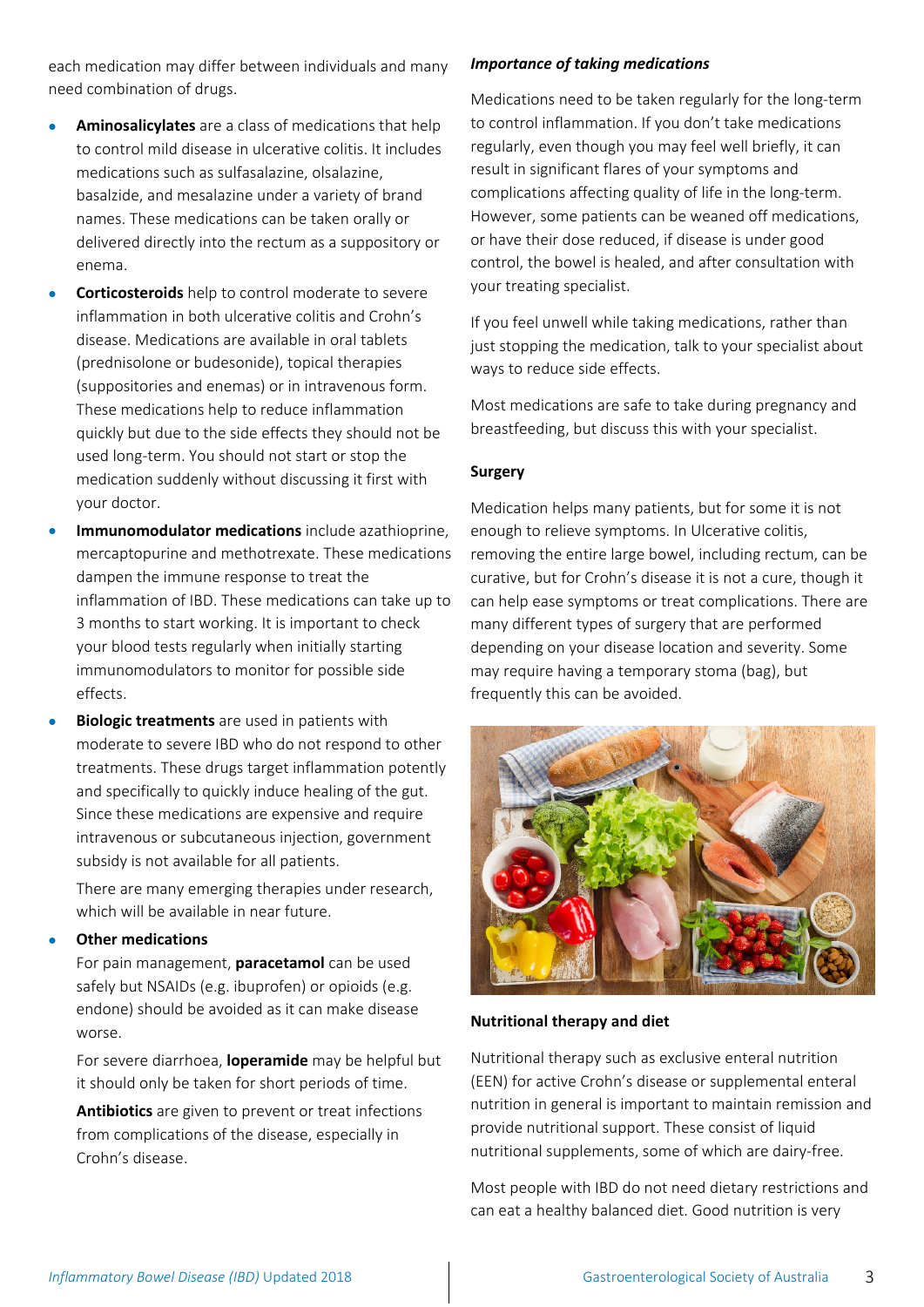each medication may differ between individuals and many need combination of drugs.

- **Aminosalicylates** are a class of medications that help to control mild disease in ulcerative colitis. It includes medications such as sulfasalazine, olsalazine, basalzide, and mesalazine under a variety of brand names. These medications can be taken orally or delivered directly into the rectum as a suppository or enema.
- **Corticosteroids** help to control moderate to severe inflammation in both ulcerative colitis and Crohn's disease. Medications are available in oral tablets (prednisolone or budesonide), topical therapies (suppositories and enemas) or in intravenous form. These medications help to reduce inflammation quickly but due to the side effects they should not be used long-term. You should not start or stop the medication suddenly without discussing it first with your doctor.
- **Immunomodulator medications** include azathioprine, mercaptopurine and methotrexate. These medications dampen the immune response to treat the inflammation of IBD. These medications can take up to 3 months to start working. It is important to check your blood tests regularly when initially starting immunomodulators to monitor for possible side effects.
- **Biologic treatments** are used in patients with moderate to severe IBD who do not respond to other treatments. These drugs target inflammation potently and specifically to quickly induce healing of the gut. Since these medications are expensive and require intravenous or subcutaneous injection, government subsidy is not available for all patients.

  There are many emerging therapies under research, which will be available in near future.
- **Other medications**

  For pain management, **paracetamol** can be used safely but NSAIDs (e.g. ibuprofen) or opioids (e.g. endone) should be avoided as it can make disease worse.

  For severe diarrhoea, **loperamide** may be helpful but it should only be taken for short periods of time.

  **Antibiotics** are given to prevent or treat infections from complications of the disease, especially in Crohn's disease.

***Importance of taking medications***

Medications need to be taken regularly for the long-term to control inflammation. If you don't take medications regularly, even though you may feel well briefly, it can result in significant flares of your symptoms and complications affecting quality of life in the long-term. However, some patients can be weaned off medications, or have their dose reduced, if disease is under good control, the bowel is healed, and after consultation with your treating specialist.

If you feel unwell while taking medications, rather than just stopping the medication, talk to your specialist about ways to reduce side effects.

Most medications are safe to take during pregnancy and breastfeeding, but discuss this with your specialist.

**Surgery**

Medication helps many patients, but for some it is not enough to relieve symptoms. In Ulcerative colitis, removing the entire large bowel, including rectum, can be curative, but for Crohn's disease it is not a cure, though it can help ease symptoms or treat complications. There are many different types of surgery that are performed depending on your disease location and severity. Some may require having a temporary stoma (bag), but frequently this can be avoided.

**Nutritional therapy and diet**

Nutritional therapy such as exclusive enteral nutrition (EEN) for active Crohn's disease or supplemental enteral nutrition in general is important to maintain remission and provide nutritional support. These consist of liquid nutritional supplements, some of which are dairy-free.

Most people with IBD do not need dietary restrictions and can eat a healthy balanced diet. Good nutrition is very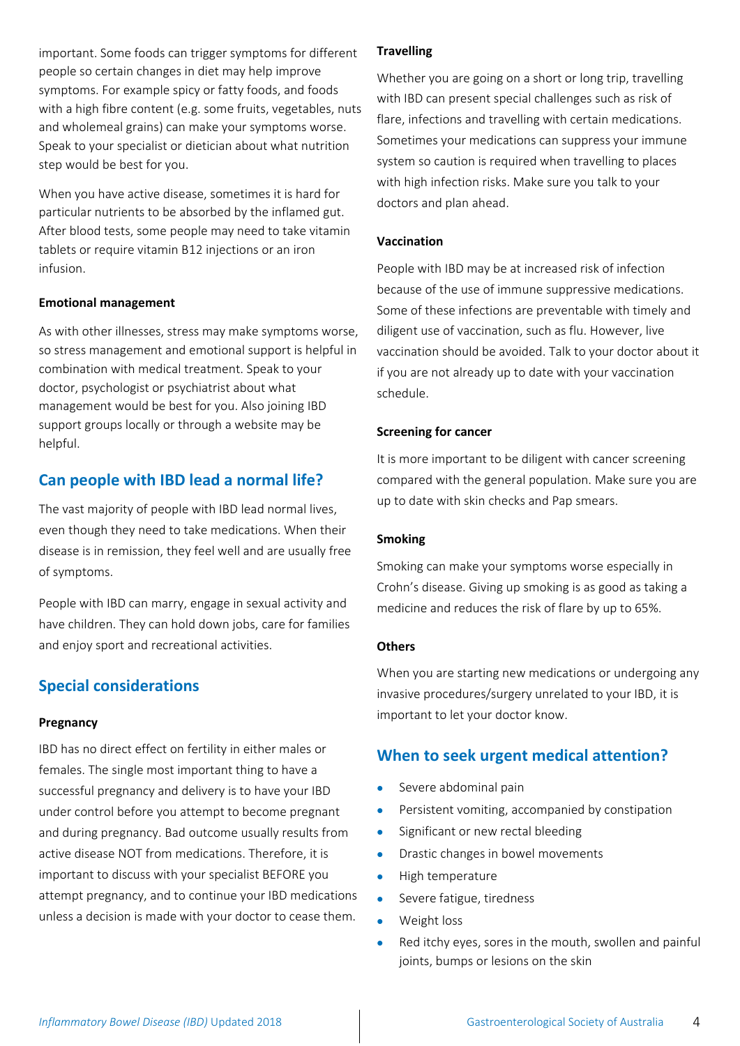important. Some foods can trigger symptoms for different people so certain changes in diet may help improve symptoms. For example spicy or fatty foods, and foods with a high fibre content (e.g. some fruits, vegetables, nuts and wholemeal grains) can make your symptoms worse. Speak to your specialist or dietician about what nutrition step would be best for you.

When you have active disease, sometimes it is hard for particular nutrients to be absorbed by the inflamed gut. After blood tests, some people may need to take vitamin tablets or require vitamin B12 injections or an iron infusion.

#### Emotional management

As with other illnesses, stress may make symptoms worse, so stress management and emotional support is helpful in combination with medical treatment. Speak to your doctor, psychologist or psychiatrist about what management would be best for you. Also joining IBD support groups locally or through a website may be helpful.

## Can people with IBD lead a normal life?

The vast majority of people with IBD lead normal lives, even though they need to take medications. When their disease is in remission, they feel well and are usually free of symptoms.

People with IBD can marry, engage in sexual activity and have children. They can hold down jobs, care for families and enjoy sport and recreational activities.

## Special considerations

#### Pregnancy

IBD has no direct effect on fertility in either males or females. The single most important thing to have a successful pregnancy and delivery is to have your IBD under control before you attempt to become pregnant and during pregnancy. Bad outcome usually results from active disease NOT from medications. Therefore, it is important to discuss with your specialist BEFORE you attempt pregnancy, and to continue your IBD medications unless a decision is made with your doctor to cease them.

#### Travelling

Whether you are going on a short or long trip, travelling with IBD can present special challenges such as risk of flare, infections and travelling with certain medications. Sometimes your medications can suppress your immune system so caution is required when travelling to places with high infection risks. Make sure you talk to your doctors and plan ahead.

#### Vaccination

People with IBD may be at increased risk of infection because of the use of immune suppressive medications. Some of these infections are preventable with timely and diligent use of vaccination, such as flu. However, live vaccination should be avoided. Talk to your doctor about it if you are not already up to date with your vaccination schedule.

#### Screening for cancer

It is more important to be diligent with cancer screening compared with the general population. Make sure you are up to date with skin checks and Pap smears.

#### Smoking

Smoking can make your symptoms worse especially in Crohn's disease. Giving up smoking is as good as taking a medicine and reduces the risk of flare by up to 65%.

#### Others

When you are starting new medications or undergoing any invasive procedures/surgery unrelated to your IBD, it is important to let your doctor know.

## When to seek urgent medical attention?

- Severe abdominal pain
- Persistent vomiting, accompanied by constipation
- Significant or new rectal bleeding
- Drastic changes in bowel movements
- High temperature
- Severe fatigue, tiredness
- Weight loss
- Red itchy eyes, sores in the mouth, swollen and painful joints, bumps or lesions on the skin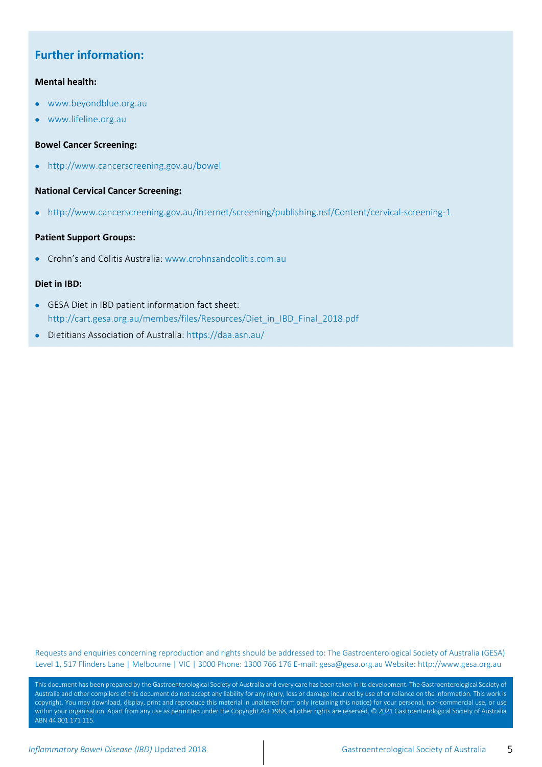## Further information:

**Mental health:**

- www.beyondblue.org.au
- www.lifeline.org.au

**Bowel Cancer Screening:**

- http://www.cancerscreening.gov.au/bowel

**National Cervical Cancer Screening:**

- http://www.cancerscreening.gov.au/internet/screening/publishing.nsf/Content/cervical-screening-1

**Patient Support Groups:**

- Crohn's and Colitis Australia: www.crohnsandcolitis.com.au

**Diet in IBD:**

- GESA Diet in IBD patient information fact sheet: http://cart.gesa.org.au/membes/files/Resources/Diet_in_IBD_Final_2018.pdf
- Dietitians Association of Australia: https://daa.asn.au/

Requests and enquiries concerning reproduction and rights should be addressed to: The Gastroenterological Society of Australia (GESA) Level 1, 517 Flinders Lane | Melbourne | VIC | 3000 Phone: 1300 766 176 E-mail: gesa@gesa.org.au Website: http://www.gesa.org.au

This document has been prepared by the Gastroenterological Society of Australia and every care has been taken in its development. The Gastroenterological Society of Australia and other compilers of this document do not accept any liability for any injury, loss or damage incurred by use of or reliance on the information. This work is copyright. You may download, display, print and reproduce this material in unaltered form only (retaining this notice) for your personal, non-commercial use, or use within your organisation. Apart from any use as permitted under the Copyright Act 1968, all other rights are reserved. © 2021 Gastroenterological Society of Australia ABN 44 001 171 115.